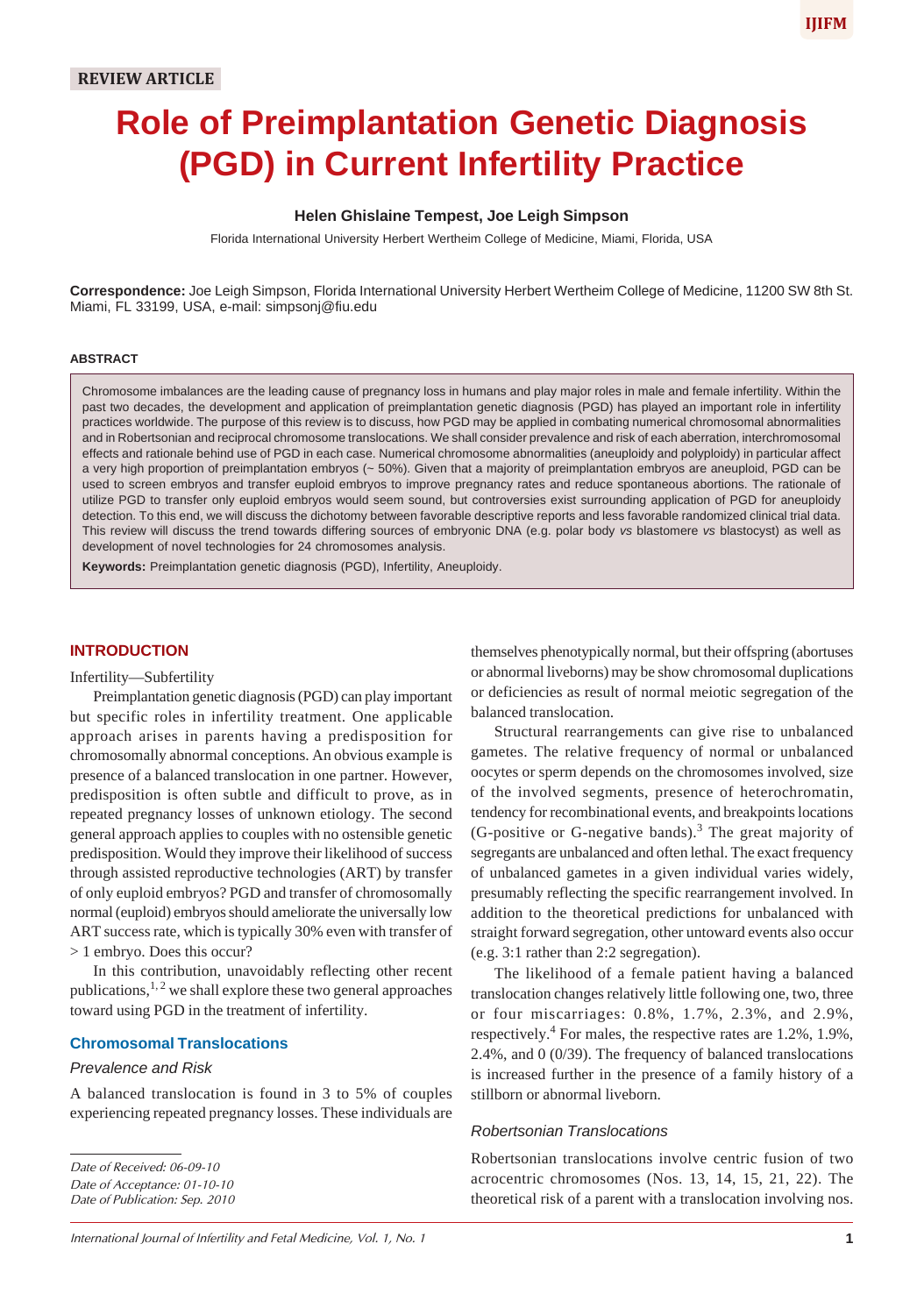REVIEW ARTICLE

# Role of Preimplantation Genetic Diagnosis (PGD) in Current Infertility Practice

**Helen Ghislaine Tempest, Joe Leigh Simpson**

Florida International University Herbert Wertheim College of Medicine, Miami, Florida, USA

**Correspondence:** Joe Leigh Simpson, Florida International University Herbert Wertheim College of Medicine, 11200 SW 8th St. Miami, FL 33199, USA, e-mail: simpsonj@fiu.edu

### ABSTRACT

Chromosome imbalances are the leading cause of pregnancy loss in humans and play major roles in male and female infertility. Within the past two decades, the development and application of preimplantation genetic diagnosis (PGD) has played an important role in infertility practices worldwide. The purpose of this review is to discuss, how PGD may be applied in combating numerical chromosomal abnormalities and in Robertsonian and reciprocal chromosome translocations. We shall consider prevalence and risk of each aberration, interchromosomal effects and rationale behind use of PGD in each case. Numerical chromosome abnormalities (aneuploidy and polyploidy) in particular affect a very high proportion of preimplantation embryos (~ 50%). Given that a majority of preimplantation embryos are aneuploid, PGD can be used to screen embryos and transfer euploid embryos to improve pregnancy rates and reduce spontaneous abortions. The rationale of utilize PGD to transfer only euploid embryos would seem sound, but controversies exist surrounding application of PGD for aneuploidy detection. To this end, we will discuss the dichotomy between favorable descriptive reports and less favorable randomized clinical trial data. This review will discuss the trend towards differing sources of embryonic DNA (e.g. polar body *vs* blastomere *vs* blastocyst) as well as development of novel technologies for 24 chromosomes analysis.

**Keywords:** Preimplantation genetic diagnosis (PGD), Infertility, Aneuploidy.

## INTRODUCTION

Infertility—Subfertility

Preimplantation genetic diagnosis (PGD) can play important but specific roles in infertility treatment. One applicable approach arises in parents having a predisposition for chromosomally abnormal conceptions. An obvious example is presence of a balanced translocation in one partner. However, predisposition is often subtle and difficult to prove, as in repeated pregnancy losses of unknown etiology. The second general approach applies to couples with no ostensible genetic predisposition. Would they improve their likelihood of success through assisted reproductive technologies (ART) by transfer of only euploid embryos? PGD and transfer of chromosomally normal (euploid) embryos should ameliorate the universally low ART success rate, which is typically 30% even with transfer of > 1 embryo. Does this occur?

In this contribution, unavoidably reflecting other recent publications,[1,2] we shall explore these two general approaches toward using PGD in the treatment of infertility.

## Chromosomal Translocations

### *Prevalence and Risk*

A balanced translocation is found in 3 to 5% of couples experiencing repeated pregnancy losses. These individuals are themselves phenotypically normal, but their offspring (abortuses or abnormal liveborns) may be show chromosomal duplications or deficiencies as result of normal meiotic segregation of the balanced translocation.

Structural rearrangements can give rise to unbalanced gametes. The relative frequency of normal or unbalanced oocytes or sperm depends on the chromosomes involved, size of the involved segments, presence of heterochromatin, tendency for recombinational events, and breakpoints locations (G-positive or G-negative bands).[3] The great majority of segregants are unbalanced and often lethal. The exact frequency of unbalanced gametes in a given individual varies widely, presumably reflecting the specific rearrangement involved. In addition to the theoretical predictions for unbalanced with straight forward segregation, other untoward events also occur (e.g. 3:1 rather than 2:2 segregation).

The likelihood of a female patient having a balanced translocation changes relatively little following one, two, three or four miscarriages: 0.8%, 1.7%, 2.3%, and 2.9%, respectively.[4] For males, the respective rates are 1.2%, 1.9%, 2.4%, and 0 (0/39). The frequency of balanced translocations is increased further in the presence of a family history of a stillborn or abnormal liveborn.

### *Robertsonian Translocations*

Robertsonian translocations involve centric fusion of two acrocentric chromosomes (Nos. 13, 14, 15, 21, 22). The theoretical risk of a parent with a translocation involving nos.

*Date of Received: 06-09-10*
*Date of Acceptance: 01-10-10*
*Date of Publication: Sep. 2010*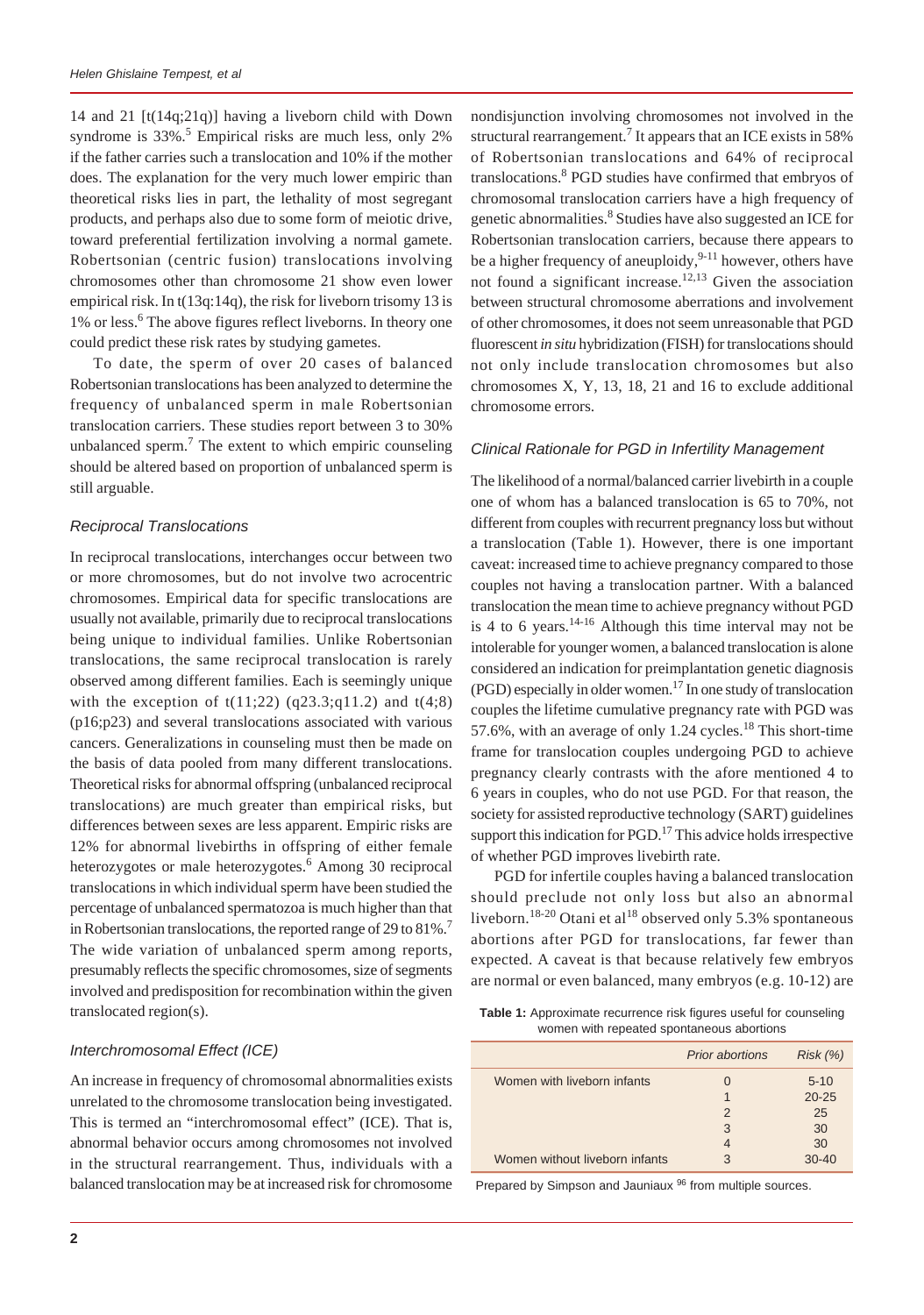14 and 21 [t(14q;21q)] having a liveborn child with Down syndrome is 33%.[5] Empirical risks are much less, only 2% if the father carries such a translocation and 10% if the mother does. The explanation for the very much lower empiric than theoretical risks lies in part, the lethality of most segregant products, and perhaps also due to some form of meiotic drive, toward preferential fertilization involving a normal gamete. Robertsonian (centric fusion) translocations involving chromosomes other than chromosome 21 show even lower empirical risk. In t(13q:14q), the risk for liveborn trisomy 13 is 1% or less.[6] The above figures reflect liveborns. In theory one could predict these risk rates by studying gametes.

To date, the sperm of over 20 cases of balanced Robertsonian translocations has been analyzed to determine the frequency of unbalanced sperm in male Robertsonian translocation carriers. These studies report between 3 to 30% unbalanced sperm.[7] The extent to which empiric counseling should be altered based on proportion of unbalanced sperm is still arguable.

### *Reciprocal Translocations*

In reciprocal translocations, interchanges occur between two or more chromosomes, but do not involve two acrocentric chromosomes. Empirical data for specific translocations are usually not available, primarily due to reciprocal translocations being unique to individual families. Unlike Robertsonian translocations, the same reciprocal translocation is rarely observed among different families. Each is seemingly unique with the exception of t(11;22) (q23.3;q11.2) and t(4;8) (p16;p23) and several translocations associated with various cancers. Generalizations in counseling must then be made on the basis of data pooled from many different translocations. Theoretical risks for abnormal offspring (unbalanced reciprocal translocations) are much greater than empirical risks, but differences between sexes are less apparent. Empiric risks are 12% for abnormal livebirths in offspring of either female heterozygotes or male heterozygotes.[6] Among 30 reciprocal translocations in which individual sperm have been studied the percentage of unbalanced spermatozoa is much higher than that in Robertsonian translocations, the reported range of 29 to 81%.[7] The wide variation of unbalanced sperm among reports, presumably reflects the specific chromosomes, size of segments involved and predisposition for recombination within the given translocated region(s).

### *Interchromosomal Effect (ICE)*

An increase in frequency of chromosomal abnormalities exists unrelated to the chromosome translocation being investigated. This is termed an "interchromosomal effect" (ICE). That is, abnormal behavior occurs among chromosomes not involved in the structural rearrangement. Thus, individuals with a balanced translocation may be at increased risk for chromosome nondisjunction involving chromosomes not involved in the structural rearrangement.[7] It appears that an ICE exists in 58% of Robertsonian translocations and 64% of reciprocal translocations.[8] PGD studies have confirmed that embryos of chromosomal translocation carriers have a high frequency of genetic abnormalities.[8] Studies have also suggested an ICE for Robertsonian translocation carriers, because there appears to be a higher frequency of aneuploidy,[9-11] however, others have not found a significant increase.[12,13] Given the association between structural chromosome aberrations and involvement of other chromosomes, it does not seem unreasonable that PGD fluorescent *in situ* hybridization (FISH) for translocations should not only include translocation chromosomes but also chromosomes X, Y, 13, 18, 21 and 16 to exclude additional chromosome errors.

### *Clinical Rationale for PGD in Infertility Management*

The likelihood of a normal/balanced carrier livebirth in a couple one of whom has a balanced translocation is 65 to 70%, not different from couples with recurrent pregnancy loss but without a translocation (Table 1). However, there is one important caveat: increased time to achieve pregnancy compared to those couples not having a translocation partner. With a balanced translocation the mean time to achieve pregnancy without PGD is 4 to 6 years.[14-16] Although this time interval may not be intolerable for younger women, a balanced translocation is alone considered an indication for preimplantation genetic diagnosis (PGD) especially in older women.[17] In one study of translocation couples the lifetime cumulative pregnancy rate with PGD was 57.6%, with an average of only 1.24 cycles.[18] This short-time frame for translocation couples undergoing PGD to achieve pregnancy clearly contrasts with the afore mentioned 4 to 6 years in couples, who do not use PGD. For that reason, the society for assisted reproductive technology (SART) guidelines support this indication for PGD.[17] This advice holds irrespective of whether PGD improves livebirth rate.

PGD for infertile couples having a balanced translocation should preclude not only loss but also an abnormal liveborn.[18-20] Otani et al[18] observed only 5.3% spontaneous abortions after PGD for translocations, far fewer than expected. A caveat is that because relatively few embryos are normal or even balanced, many embryos (e.g. 10-12) are

**Table 1:** Approximate recurrence risk figures useful for counseling women with repeated spontaneous abortions

| | *Prior abortions* | *Risk (%)* |
|---|---|---|
| Women with liveborn infants | 0 | 5-10 |
| | 1 | 20-25 |
| | 2 | 25 |
| | 3 | 30 |
| | 4 | 30 |
| Women without liveborn infants | 3 | 30-40 |

Prepared by Simpson and Jauniaux [96] from multiple sources.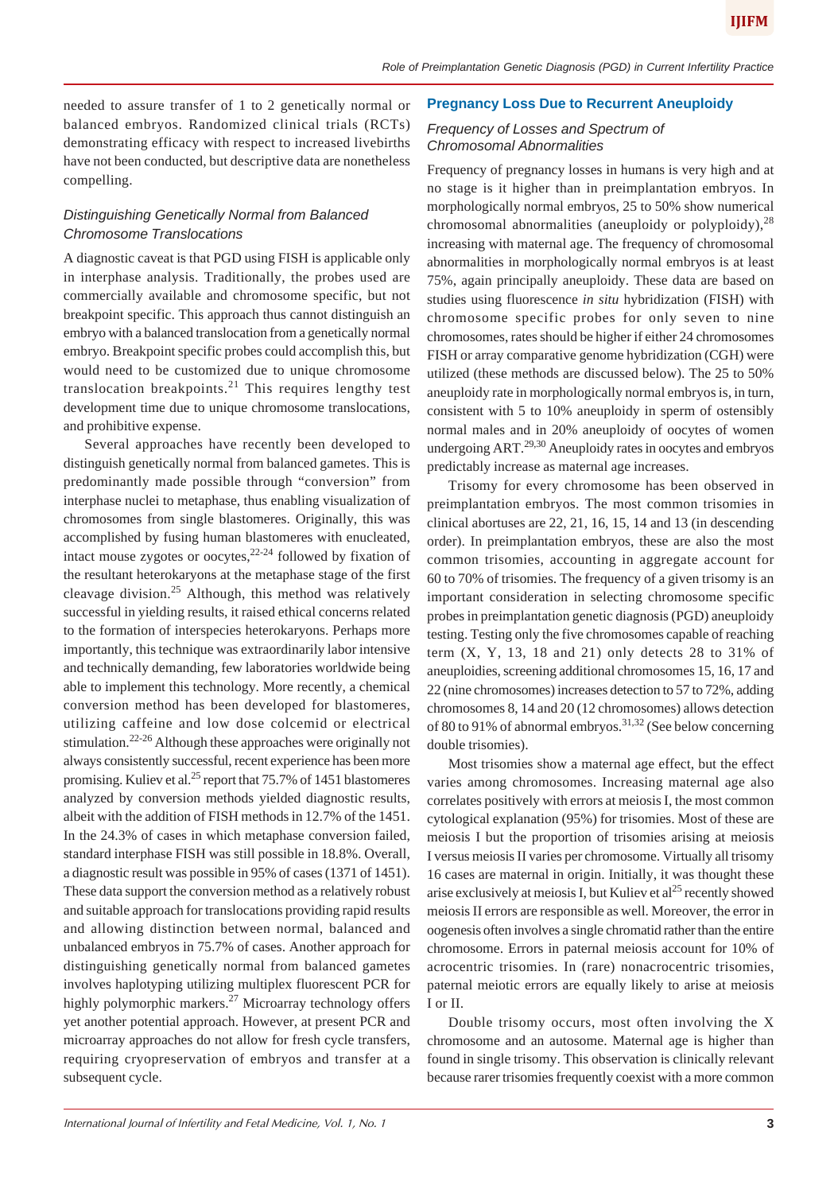needed to assure transfer of 1 to 2 genetically normal or balanced embryos. Randomized clinical trials (RCTs) demonstrating efficacy with respect to increased livebirths have not been conducted, but descriptive data are nonetheless compelling.

### *Distinguishing Genetically Normal from Balanced Chromosome Translocations*

A diagnostic caveat is that PGD using FISH is applicable only in interphase analysis. Traditionally, the probes used are commercially available and chromosome specific, but not breakpoint specific. This approach thus cannot distinguish an embryo with a balanced translocation from a genetically normal embryo. Breakpoint specific probes could accomplish this, but would need to be customized due to unique chromosome translocation breakpoints.[21] This requires lengthy test development time due to unique chromosome translocations, and prohibitive expense.

Several approaches have recently been developed to distinguish genetically normal from balanced gametes. This is predominantly made possible through "conversion" from interphase nuclei to metaphase, thus enabling visualization of chromosomes from single blastomeres. Originally, this was accomplished by fusing human blastomeres with enucleated, intact mouse zygotes or oocytes,[22-24] followed by fixation of the resultant heterokaryons at the metaphase stage of the first cleavage division.[25] Although, this method was relatively successful in yielding results, it raised ethical concerns related to the formation of interspecies heterokaryons. Perhaps more importantly, this technique was extraordinarily labor intensive and technically demanding, few laboratories worldwide being able to implement this technology. More recently, a chemical conversion method has been developed for blastomeres, utilizing caffeine and low dose colcemid or electrical stimulation.[22-26] Although these approaches were originally not always consistently successful, recent experience has been more promising. Kuliev et al.[25] report that 75.7% of 1451 blastomeres analyzed by conversion methods yielded diagnostic results, albeit with the addition of FISH methods in 12.7% of the 1451. In the 24.3% of cases in which metaphase conversion failed, standard interphase FISH was still possible in 18.8%. Overall, a diagnostic result was possible in 95% of cases (1371 of 1451). These data support the conversion method as a relatively robust and suitable approach for translocations providing rapid results and allowing distinction between normal, balanced and unbalanced embryos in 75.7% of cases. Another approach for distinguishing genetically normal from balanced gametes involves haplotyping utilizing multiplex fluorescent PCR for highly polymorphic markers.[27] Microarray technology offers yet another potential approach. However, at present PCR and microarray approaches do not allow for fresh cycle transfers, requiring cryopreservation of embryos and transfer at a subsequent cycle.

## Pregnancy Loss Due to Recurrent Aneuploidy

### *Frequency of Losses and Spectrum of Chromosomal Abnormalities*

Frequency of pregnancy losses in humans is very high and at no stage is it higher than in preimplantation embryos. In morphologically normal embryos, 25 to 50% show numerical chromosomal abnormalities (aneuploidy or polyploidy),[28] increasing with maternal age. The frequency of chromosomal abnormalities in morphologically normal embryos is at least 75%, again principally aneuploidy. These data are based on studies using fluorescence *in situ* hybridization (FISH) with chromosome specific probes for only seven to nine chromosomes, rates should be higher if either 24 chromosomes FISH or array comparative genome hybridization (CGH) were utilized (these methods are discussed below). The 25 to 50% aneuploidy rate in morphologically normal embryos is, in turn, consistent with 5 to 10% aneuploidy in sperm of ostensibly normal males and in 20% aneuploidy of oocytes of women undergoing ART.[29,30] Aneuploidy rates in oocytes and embryos predictably increase as maternal age increases.

Trisomy for every chromosome has been observed in preimplantation embryos. The most common trisomies in clinical abortuses are 22, 21, 16, 15, 14 and 13 (in descending order). In preimplantation embryos, these are also the most common trisomies, accounting in aggregate account for 60 to 70% of trisomies. The frequency of a given trisomy is an important consideration in selecting chromosome specific probes in preimplantation genetic diagnosis (PGD) aneuploidy testing. Testing only the five chromosomes capable of reaching term (X, Y, 13, 18 and 21) only detects 28 to 31% of aneuploidies, screening additional chromosomes 15, 16, 17 and 22 (nine chromosomes) increases detection to 57 to 72%, adding chromosomes 8, 14 and 20 (12 chromosomes) allows detection of 80 to 91% of abnormal embryos.[31,32] (See below concerning double trisomies).

Most trisomies show a maternal age effect, but the effect varies among chromosomes. Increasing maternal age also correlates positively with errors at meiosis I, the most common cytological explanation (95%) for trisomies. Most of these are meiosis I but the proportion of trisomies arising at meiosis I versus meiosis II varies per chromosome. Virtually all trisomy 16 cases are maternal in origin. Initially, it was thought these arise exclusively at meiosis I, but Kuliev et al[25] recently showed meiosis II errors are responsible as well. Moreover, the error in oogenesis often involves a single chromatid rather than the entire chromosome. Errors in paternal meiosis account for 10% of acrocentric trisomies. In (rare) nonacrocentric trisomies, paternal meiotic errors are equally likely to arise at meiosis I or II.

Double trisomy occurs, most often involving the X chromosome and an autosome. Maternal age is higher than found in single trisomy. This observation is clinically relevant because rarer trisomies frequently coexist with a more common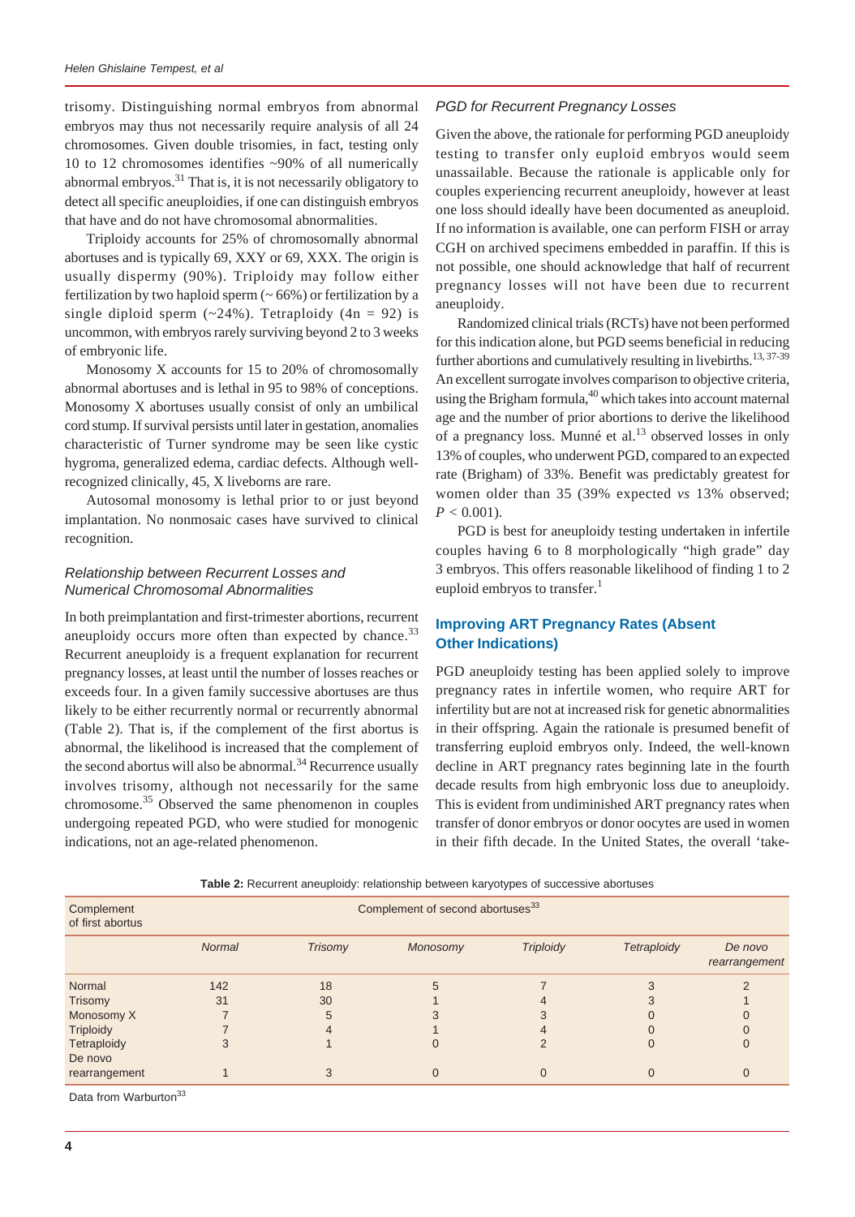trisomy. Distinguishing normal embryos from abnormal embryos may thus not necessarily require analysis of all 24 chromosomes. Given double trisomies, in fact, testing only 10 to 12 chromosomes identifies ~90% of all numerically abnormal embryos.[31] That is, it is not necessarily obligatory to detect all specific aneuploidies, if one can distinguish embryos that have and do not have chromosomal abnormalities.

Triploidy accounts for 25% of chromosomally abnormal abortuses and is typically 69, XXY or 69, XXX. The origin is usually dispermy (90%). Triploidy may follow either fertilization by two haploid sperm (~ 66%) or fertilization by a single diploid sperm (~24%). Tetraploidy (4n = 92) is uncommon, with embryos rarely surviving beyond 2 to 3 weeks of embryonic life.

Monosomy X accounts for 15 to 20% of chromosomally abnormal abortuses and is lethal in 95 to 98% of conceptions. Monosomy X abortuses usually consist of only an umbilical cord stump. If survival persists until later in gestation, anomalies characteristic of Turner syndrome may be seen like cystic hygroma, generalized edema, cardiac defects. Although well-recognized clinically, 45, X liveborns are rare.

Autosomal monosomy is lethal prior to or just beyond implantation. No nonmosaic cases have survived to clinical recognition.

### *Relationship between Recurrent Losses and Numerical Chromosomal Abnormalities*

In both preimplantation and first-trimester abortions, recurrent aneuploidy occurs more often than expected by chance.[33] Recurrent aneuploidy is a frequent explanation for recurrent pregnancy losses, at least until the number of losses reaches or exceeds four. In a given family successive abortuses are thus likely to be either recurrently normal or recurrently abnormal (Table 2). That is, if the complement of the first abortus is abnormal, the likelihood is increased that the complement of the second abortus will also be abnormal.[34] Recurrence usually involves trisomy, although not necessarily for the same chromosome.[35] Observed the same phenomenon in couples undergoing repeated PGD, who were studied for monogenic indications, not an age-related phenomenon.

### *PGD for Recurrent Pregnancy Losses*

Given the above, the rationale for performing PGD aneuploidy testing to transfer only euploid embryos would seem unassailable. Because the rationale is applicable only for couples experiencing recurrent aneuploidy, however at least one loss should ideally have been documented as aneuploid. If no information is available, one can perform FISH or array CGH on archived specimens embedded in paraffin. If this is not possible, one should acknowledge that half of recurrent pregnancy losses will not have been due to recurrent aneuploidy.

Randomized clinical trials (RCTs) have not been performed for this indication alone, but PGD seems beneficial in reducing further abortions and cumulatively resulting in livebirths.[13, 37-39] An excellent surrogate involves comparison to objective criteria, using the Brigham formula,[40] which takes into account maternal age and the number of prior abortions to derive the likelihood of a pregnancy loss. Munné et al.[13] observed losses in only 13% of couples, who underwent PGD, compared to an expected rate (Brigham) of 33%. Benefit was predictably greatest for women older than 35 (39% expected *vs* 13% observed; $P < 0.001$).

PGD is best for aneuploidy testing undertaken in infertile couples having 6 to 8 morphologically "high grade" day 3 embryos. This offers reasonable likelihood of finding 1 to 2 euploid embryos to transfer.[1]

## Improving ART Pregnancy Rates (Absent Other Indications)

PGD aneuploidy testing has been applied solely to improve pregnancy rates in infertile women, who require ART for infertility but are not at increased risk for genetic abnormalities in their offspring. Again the rationale is presumed benefit of transferring euploid embryos only. Indeed, the well-known decline in ART pregnancy rates beginning late in the fourth decade results from high embryonic loss due to aneuploidy. This is evident from undiminished ART pregnancy rates when transfer of donor embryos or donor oocytes are used in women in their fifth decade. In the United States, the overall 'take-

**Table 2:** Recurrent aneuploidy: relationship between karyotypes of successive abortuses

| Complement of first abortus | Complement of second abortuses[33] | | | | | |
|---|---|---|---|---|---|---|
| | *Normal* | *Trisomy* | *Monosomy* | *Triploidy* | *Tetraploidy* | *De novo rearrangement* |
| Normal | 142 | 18 | 5 | 7 | 3 | 2 |
| Trisomy | 31 | 30 | 1 | 4 | 3 | 1 |
| Monosomy X | 7 | 5 | 3 | 3 | 0 | 0 |
| Triploidy | 7 | 4 | 1 | 4 | 0 | 0 |
| Tetraploidy | 3 | 1 | 0 | 2 | 0 | 0 |
| De novo rearrangement | 1 | 3 | 0 | 0 | 0 | 0 |

Data from Warburton[33]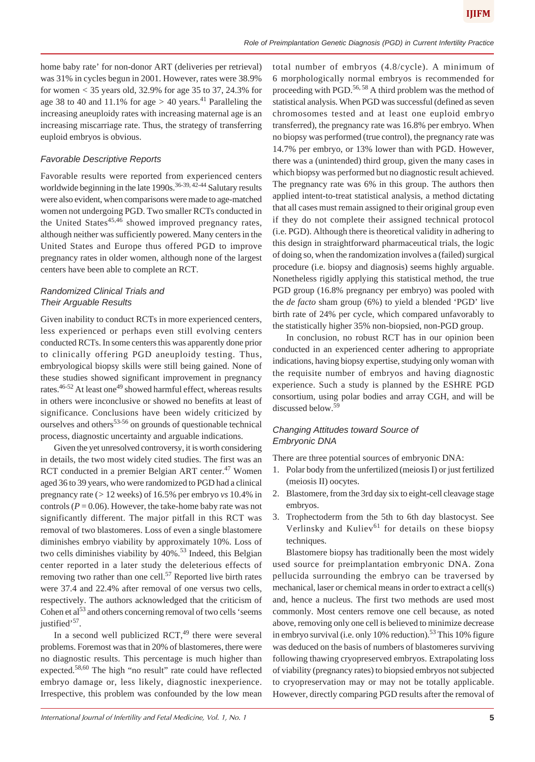home baby rate' for non-donor ART (deliveries per retrieval) was 31% in cycles begun in 2001. However, rates were 38.9% for women < 35 years old, 32.9% for age 35 to 37, 24.3% for age 38 to 40 and 11.1% for age > 40 years.[41] Paralleling the increasing aneuploidy rates with increasing maternal age is an increasing miscarriage rate. Thus, the strategy of transferring euploid embryos is obvious.

### *Favorable Descriptive Reports*

Favorable results were reported from experienced centers worldwide beginning in the late 1990s.[36-39, 42-44] Salutary results were also evident, when comparisons were made to age-matched women not undergoing PGD. Two smaller RCTs conducted in the United States[45,46] showed improved pregnancy rates, although neither was sufficiently powered. Many centers in the United States and Europe thus offered PGD to improve pregnancy rates in older women, although none of the largest centers have been able to complete an RCT.

### *Randomized Clinical Trials and Their Arguable Results*

Given inability to conduct RCTs in more experienced centers, less experienced or perhaps even still evolving centers conducted RCTs. In some centers this was apparently done prior to clinically offering PGD aneuploidy testing. Thus, embryological biopsy skills were still being gained. None of these studies showed significant improvement in pregnancy rates.[46-52] At least one[49] showed harmful effect, whereas results in others were inconclusive or showed no benefits at least of significance. Conclusions have been widely criticized by ourselves and others[53-56] on grounds of questionable technical process, diagnostic uncertainty and arguable indications.

Given the yet unresolved controversy, it is worth considering in details, the two most widely cited studies. The first was an RCT conducted in a premier Belgian ART center.[47] Women aged 36 to 39 years, who were randomized to PGD had a clinical pregnancy rate (> 12 weeks) of 16.5% per embryo *vs* 10.4% in controls ($P = 0.06$). However, the take-home baby rate was not significantly different. The major pitfall in this RCT was removal of two blastomeres. Loss of even a single blastomere diminishes embryo viability by approximately 10%. Loss of two cells diminishes viability by 40%.[53] Indeed, this Belgian center reported in a later study the deleterious effects of removing two rather than one cell.[57] Reported live birth rates were 37.4 and 22.4% after removal of one versus two cells, respectively. The authors acknowledged that the criticism of Cohen et al[53] and others concerning removal of two cells 'seems justified'[57].

In a second well publicized RCT,[49] there were several problems. Foremost was that in 20% of blastomeres, there were no diagnostic results. This percentage is much higher than expected.[58,60] The high "no result" rate could have reflected embryo damage or, less likely, diagnostic inexperience. Irrespective, this problem was confounded by the low mean total number of embryos (4.8/cycle). A minimum of 6 morphologically normal embryos is recommended for proceeding with PGD.[56, 58] A third problem was the method of statistical analysis. When PGD was successful (defined as seven chromosomes tested and at least one euploid embryo transferred), the pregnancy rate was 16.8% per embryo. When no biopsy was performed (true control), the pregnancy rate was 14.7% per embryo, or 13% lower than with PGD. However, there was a (unintended) third group, given the many cases in which biopsy was performed but no diagnostic result achieved. The pregnancy rate was 6% in this group. The authors then applied intent-to-treat statistical analysis, a method dictating that all cases must remain assigned to their original group even if they do not complete their assigned technical protocol (i.e. PGD). Although there is theoretical validity in adhering to this design in straightforward pharmaceutical trials, the logic of doing so, when the randomization involves a (failed) surgical procedure (i.e. biopsy and diagnosis) seems highly arguable. Nonetheless rigidly applying this statistical method, the true PGD group (16.8% pregnancy per embryo) was pooled with the *de facto* sham group (6%) to yield a blended 'PGD' live birth rate of 24% per cycle, which compared unfavorably to the statistically higher 35% non-biopsied, non-PGD group.

In conclusion, no robust RCT has in our opinion been conducted in an experienced center adhering to appropriate indications, having biopsy expertise, studying only woman with the requisite number of embryos and having diagnostic experience. Such a study is planned by the ESHRE PGD consortium, using polar bodies and array CGH, and will be discussed below.[59]

### *Changing Attitudes toward Source of Embryonic DNA*

There are three potential sources of embryonic DNA:

1. Polar body from the unfertilized (meiosis I) or just fertilized (meiosis II) oocytes.
2. Blastomere, from the 3rd day six to eight-cell cleavage stage embryos.
3. Trophectoderm from the 5th to 6th day blastocyst. See Verlinsky and Kuliev[61] for details on these biopsy techniques.

Blastomere biopsy has traditionally been the most widely used source for preimplantation embryonic DNA. Zona pellucida surrounding the embryo can be traversed by mechanical, laser or chemical means in order to extract a cell(s) and, hence a nucleus. The first two methods are used most commonly. Most centers remove one cell because, as noted above, removing only one cell is believed to minimize decrease in embryo survival (i.e. only 10% reduction).[53] This 10% figure was deduced on the basis of numbers of blastomeres surviving following thawing cryopreserved embryos. Extrapolating loss of viability (pregnancy rates) to biopsied embryos not subjected to cryopreservation may or may not be totally applicable. However, directly comparing PGD results after the removal of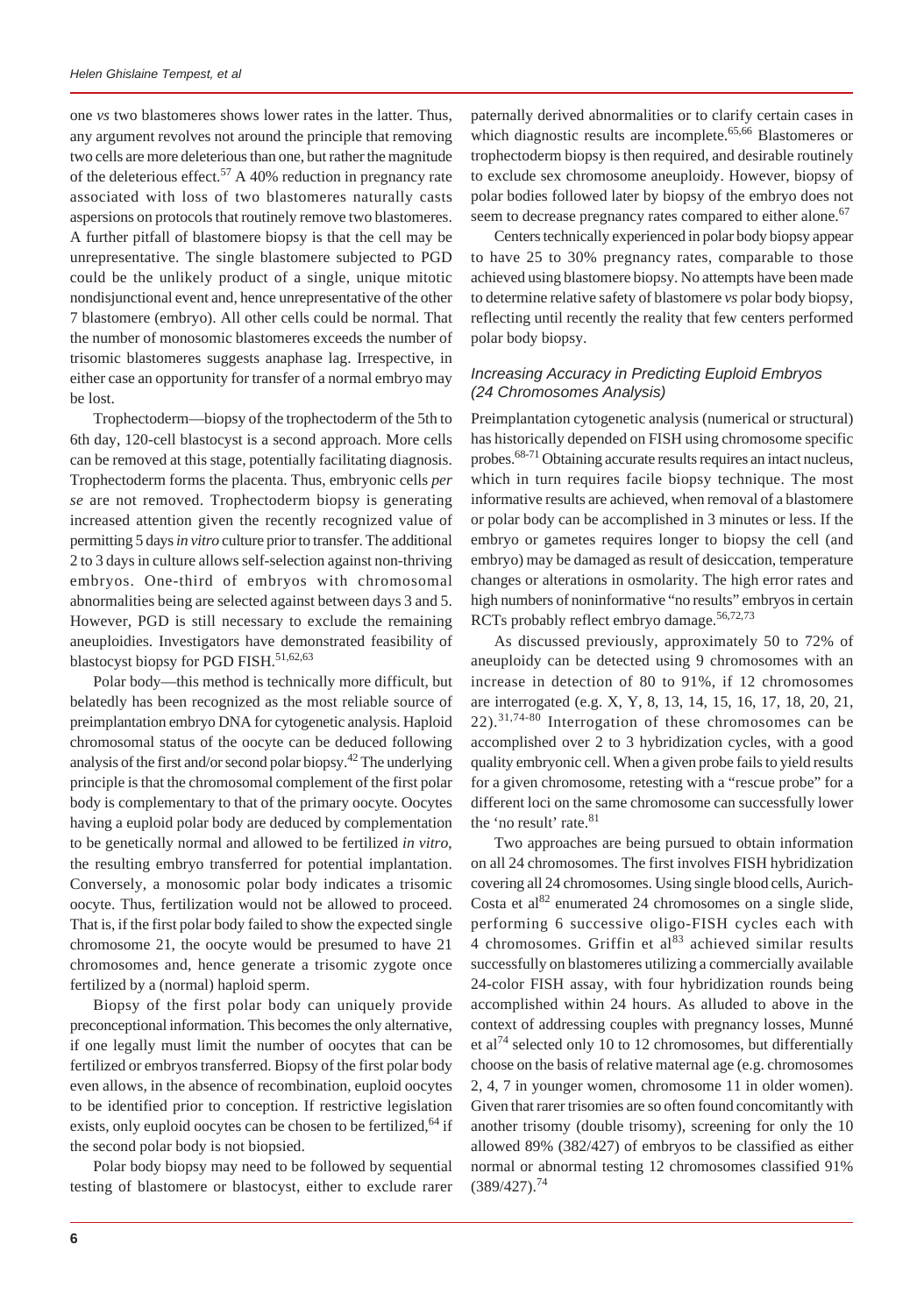one *vs* two blastomeres shows lower rates in the latter. Thus, any argument revolves not around the principle that removing two cells are more deleterious than one, but rather the magnitude of the deleterious effect.[57] A 40% reduction in pregnancy rate associated with loss of two blastomeres naturally casts aspersions on protocols that routinely remove two blastomeres. A further pitfall of blastomere biopsy is that the cell may be unrepresentative. The single blastomere subjected to PGD could be the unlikely product of a single, unique mitotic nondisjunctional event and, hence unrepresentative of the other 7 blastomere (embryo). All other cells could be normal. That the number of monosomic blastomeres exceeds the number of trisomic blastomeres suggests anaphase lag. Irrespective, in either case an opportunity for transfer of a normal embryo may be lost.

Trophectoderm—biopsy of the trophectoderm of the 5th to 6th day, 120-cell blastocyst is a second approach. More cells can be removed at this stage, potentially facilitating diagnosis. Trophectoderm forms the placenta. Thus, embryonic cells *per se* are not removed. Trophectoderm biopsy is generating increased attention given the recently recognized value of permitting 5 days *in vitro* culture prior to transfer. The additional 2 to 3 days in culture allows self-selection against non-thriving embryos. One-third of embryos with chromosomal abnormalities being are selected against between days 3 and 5. However, PGD is still necessary to exclude the remaining aneuploidies. Investigators have demonstrated feasibility of blastocyst biopsy for PGD FISH.[51,62,63]

Polar body—this method is technically more difficult, but belatedly has been recognized as the most reliable source of preimplantation embryo DNA for cytogenetic analysis. Haploid chromosomal status of the oocyte can be deduced following analysis of the first and/or second polar biopsy.[42] The underlying principle is that the chromosomal complement of the first polar body is complementary to that of the primary oocyte. Oocytes having a euploid polar body are deduced by complementation to be genetically normal and allowed to be fertilized *in vitro*, the resulting embryo transferred for potential implantation. Conversely, a monosomic polar body indicates a trisomic oocyte. Thus, fertilization would not be allowed to proceed. That is, if the first polar body failed to show the expected single chromosome 21, the oocyte would be presumed to have 21 chromosomes and, hence generate a trisomic zygote once fertilized by a (normal) haploid sperm.

Biopsy of the first polar body can uniquely provide preconceptional information. This becomes the only alternative, if one legally must limit the number of oocytes that can be fertilized or embryos transferred. Biopsy of the first polar body even allows, in the absence of recombination, euploid oocytes to be identified prior to conception. If restrictive legislation exists, only euploid oocytes can be chosen to be fertilized,[64] if the second polar body is not biopsied.

Polar body biopsy may need to be followed by sequential testing of blastomere or blastocyst, either to exclude rarer paternally derived abnormalities or to clarify certain cases in which diagnostic results are incomplete.[65,66] Blastomeres or trophectoderm biopsy is then required, and desirable routinely to exclude sex chromosome aneuploidy. However, biopsy of polar bodies followed later by biopsy of the embryo does not seem to decrease pregnancy rates compared to either alone.[67]

Centers technically experienced in polar body biopsy appear to have 25 to 30% pregnancy rates, comparable to those achieved using blastomere biopsy. No attempts have been made to determine relative safety of blastomere *vs* polar body biopsy, reflecting until recently the reality that few centers performed polar body biopsy.

### *Increasing Accuracy in Predicting Euploid Embryos (24 Chromosomes Analysis)*

Preimplantation cytogenetic analysis (numerical or structural) has historically depended on FISH using chromosome specific probes.[68-71] Obtaining accurate results requires an intact nucleus, which in turn requires facile biopsy technique. The most informative results are achieved, when removal of a blastomere or polar body can be accomplished in 3 minutes or less. If the embryo or gametes requires longer to biopsy the cell (and embryo) may be damaged as result of desiccation, temperature changes or alterations in osmolarity. The high error rates and high numbers of noninformative "no results" embryos in certain RCTs probably reflect embryo damage.[56,72,73]

As discussed previously, approximately 50 to 72% of aneuploidy can be detected using 9 chromosomes with an increase in detection of 80 to 91%, if 12 chromosomes are interrogated (e.g. X, Y, 8, 13, 14, 15, 16, 17, 18, 20, 21, 22).[31,74-80] Interrogation of these chromosomes can be accomplished over 2 to 3 hybridization cycles, with a good quality embryonic cell. When a given probe fails to yield results for a given chromosome, retesting with a "rescue probe" for a different loci on the same chromosome can successfully lower the 'no result' rate.[81]

Two approaches are being pursued to obtain information on all 24 chromosomes. The first involves FISH hybridization covering all 24 chromosomes. Using single blood cells, Aurich-Costa et al[82] enumerated 24 chromosomes on a single slide, performing 6 successive oligo-FISH cycles each with 4 chromosomes. Griffin et al[83] achieved similar results successfully on blastomeres utilizing a commercially available 24-color FISH assay, with four hybridization rounds being accomplished within 24 hours. As alluded to above in the context of addressing couples with pregnancy losses, Munné et al[74] selected only 10 to 12 chromosomes, but differentially choose on the basis of relative maternal age (e.g. chromosomes 2, 4, 7 in younger women, chromosome 11 in older women). Given that rarer trisomies are so often found concomitantly with another trisomy (double trisomy), screening for only the 10 allowed 89% (382/427) of embryos to be classified as either normal or abnormal testing 12 chromosomes classified 91% (389/427).[74]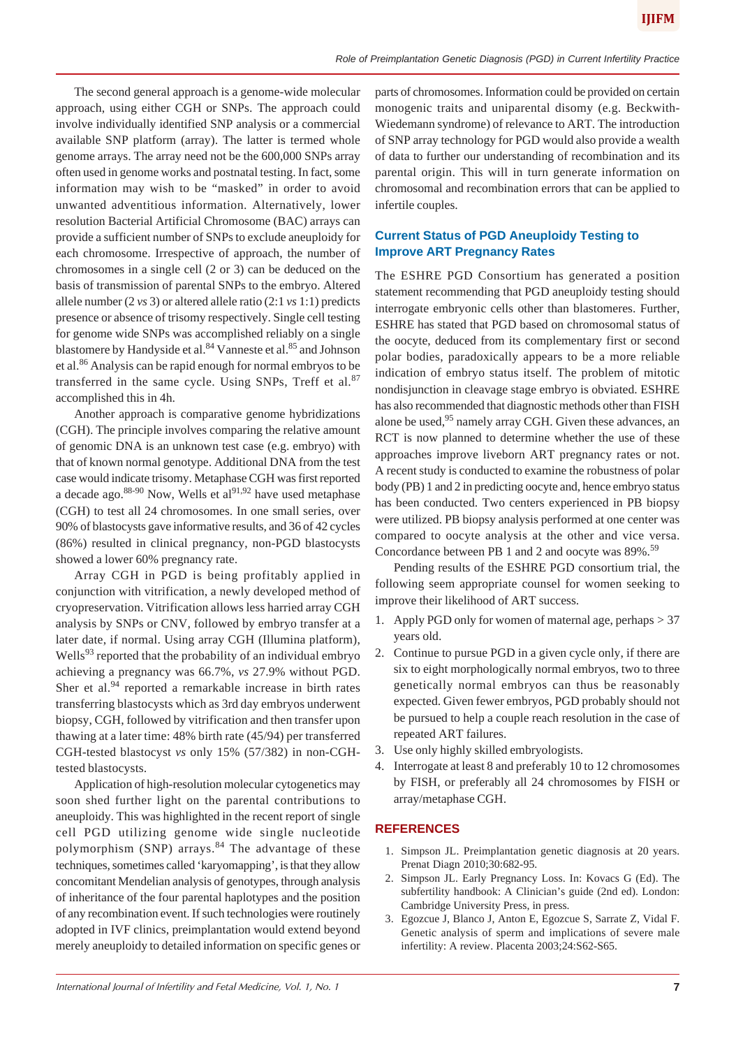The second general approach is a genome-wide molecular approach, using either CGH or SNPs. The approach could involve individually identified SNP analysis or a commercial available SNP platform (array). The latter is termed whole genome arrays. The array need not be the 600,000 SNPs array often used in genome works and postnatal testing. In fact, some information may wish to be "masked" in order to avoid unwanted adventitious information. Alternatively, lower resolution Bacterial Artificial Chromosome (BAC) arrays can provide a sufficient number of SNPs to exclude aneuploidy for each chromosome. Irrespective of approach, the number of chromosomes in a single cell (2 or 3) can be deduced on the basis of transmission of parental SNPs to the embryo. Altered allele number (2 *vs* 3) or altered allele ratio (2:1 *vs* 1:1) predicts presence or absence of trisomy respectively. Single cell testing for genome wide SNPs was accomplished reliably on a single blastomere by Handyside et al.[84] Vanneste et al.[85] and Johnson et al.[86] Analysis can be rapid enough for normal embryos to be transferred in the same cycle. Using SNPs, Treff et al.[87] accomplished this in 4h.

Another approach is comparative genome hybridizations (CGH). The principle involves comparing the relative amount of genomic DNA is an unknown test case (e.g. embryo) with that of known normal genotype. Additional DNA from the test case would indicate trisomy. Metaphase CGH was first reported a decade ago.[88-90] Now, Wells et al[91,92] have used metaphase (CGH) to test all 24 chromosomes. In one small series, over 90% of blastocysts gave informative results, and 36 of 42 cycles (86%) resulted in clinical pregnancy, non-PGD blastocysts showed a lower 60% pregnancy rate.

Array CGH in PGD is being profitably applied in conjunction with vitrification, a newly developed method of cryopreservation. Vitrification allows less harried array CGH analysis by SNPs or CNV, followed by embryo transfer at a later date, if normal. Using array CGH (Illumina platform), Wells[93] reported that the probability of an individual embryo achieving a pregnancy was 66.7%, *vs* 27.9% without PGD. Sher et al.[94] reported a remarkable increase in birth rates transferring blastocysts which as 3rd day embryos underwent biopsy, CGH, followed by vitrification and then transfer upon thawing at a later time: 48% birth rate (45/94) per transferred CGH-tested blastocyst *vs* only 15% (57/382) in non-CGH-tested blastocysts.

Application of high-resolution molecular cytogenetics may soon shed further light on the parental contributions to aneuploidy. This was highlighted in the recent report of single cell PGD utilizing genome wide single nucleotide polymorphism (SNP) arrays.[84] The advantage of these techniques, sometimes called 'karyomapping', is that they allow concomitant Mendelian analysis of genotypes, through analysis of inheritance of the four parental haplotypes and the position of any recombination event. If such technologies were routinely adopted in IVF clinics, preimplantation would extend beyond merely aneuploidy to detailed information on specific genes or parts of chromosomes. Information could be provided on certain monogenic traits and uniparental disomy (e.g. Beckwith-Wiedemann syndrome) of relevance to ART. The introduction of SNP array technology for PGD would also provide a wealth of data to further our understanding of recombination and its parental origin. This will in turn generate information on chromosomal and recombination errors that can be applied to infertile couples.

## Current Status of PGD Aneuploidy Testing to Improve ART Pregnancy Rates

The ESHRE PGD Consortium has generated a position statement recommending that PGD aneuploidy testing should interrogate embryonic cells other than blastomeres. Further, ESHRE has stated that PGD based on chromosomal status of the oocyte, deduced from its complementary first or second polar bodies, paradoxically appears to be a more reliable indication of embryo status itself. The problem of mitotic nondisjunction in cleavage stage embryo is obviated. ESHRE has also recommended that diagnostic methods other than FISH alone be used,[95] namely array CGH. Given these advances, an RCT is now planned to determine whether the use of these approaches improve liveborn ART pregnancy rates or not. A recent study is conducted to examine the robustness of polar body (PB) 1 and 2 in predicting oocyte and, hence embryo status has been conducted. Two centers experienced in PB biopsy were utilized. PB biopsy analysis performed at one center was compared to oocyte analysis at the other and vice versa. Concordance between PB 1 and 2 and oocyte was 89%.[59]

Pending results of the ESHRE PGD consortium trial, the following seem appropriate counsel for women seeking to improve their likelihood of ART success.

1. Apply PGD only for women of maternal age, perhaps > 37 years old.
2. Continue to pursue PGD in a given cycle only, if there are six to eight morphologically normal embryos, two to three genetically normal embryos can thus be reasonably expected. Given fewer embryos, PGD probably should not be pursued to help a couple reach resolution in the case of repeated ART failures.
3. Use only highly skilled embryologists.
4. Interrogate at least 8 and preferably 10 to 12 chromosomes by FISH, or preferably all 24 chromosomes by FISH or array/metaphase CGH.

## REFERENCES

1. Simpson JL. Preimplantation genetic diagnosis at 20 years. Prenat Diagn 2010;30:682-95.
2. Simpson JL. Early Pregnancy Loss. In: Kovacs G (Ed). The subfertility handbook: A Clinician's guide (2nd ed). London: Cambridge University Press, in press.
3. Egozcue J, Blanco J, Anton E, Egozcue S, Sarrate Z, Vidal F. Genetic analysis of sperm and implications of severe male infertility: A review. Placenta 2003;24:S62-S65.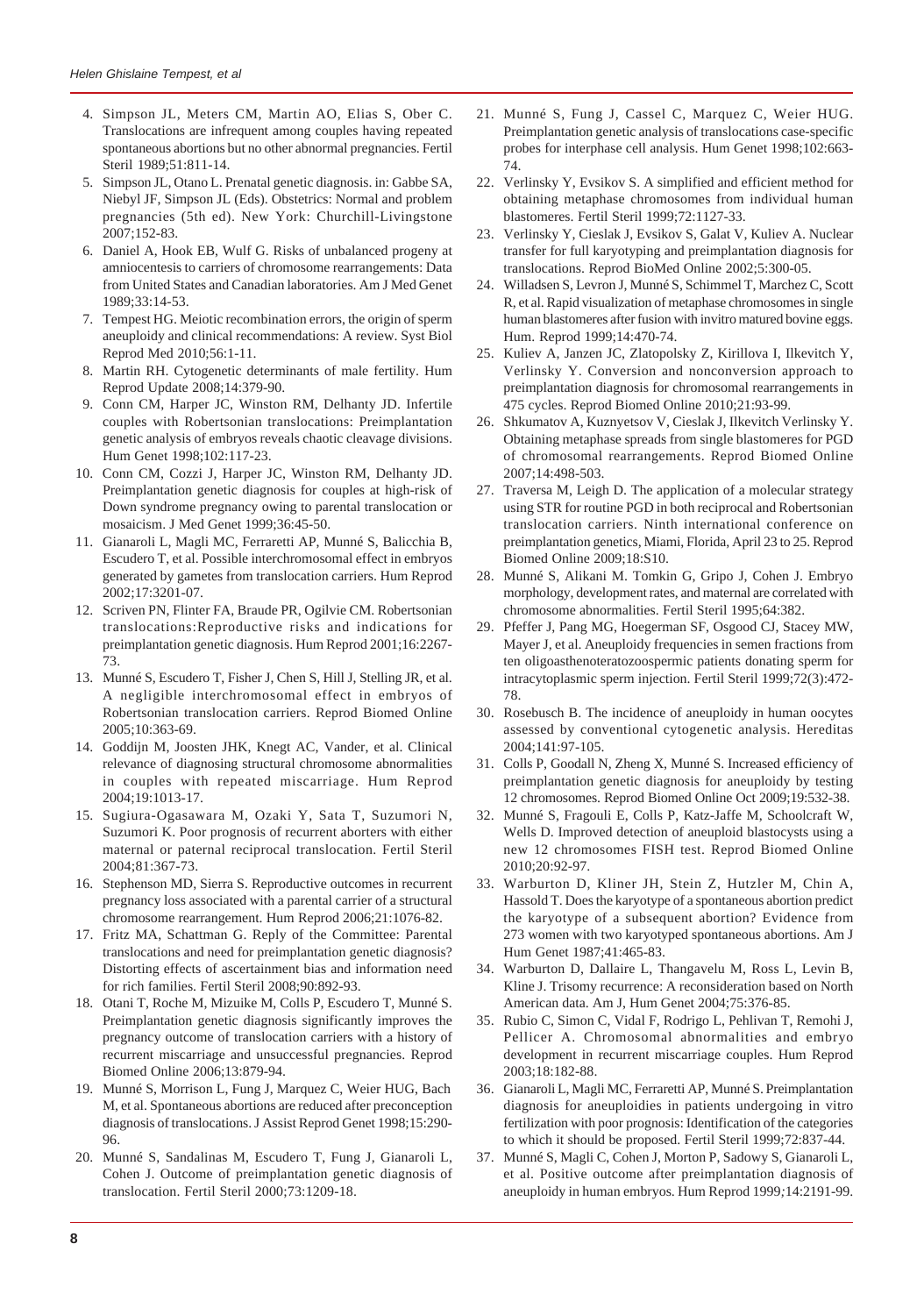4. Simpson JL, Meters CM, Martin AO, Elias S, Ober C. Translocations are infrequent among couples having repeated spontaneous abortions but no other abnormal pregnancies. Fertil Steril 1989;51:811-14.
5. Simpson JL, Otano L. Prenatal genetic diagnosis. in: Gabbe SA, Niebyl JF, Simpson JL (Eds). Obstetrics: Normal and problem pregnancies (5th ed). New York: Churchill-Livingstone 2007;152-83.
6. Daniel A, Hook EB, Wulf G. Risks of unbalanced progeny at amniocentesis to carriers of chromosome rearrangements: Data from United States and Canadian laboratories. Am J Med Genet 1989;33:14-53.
7. Tempest HG. Meiotic recombination errors, the origin of sperm aneuploidy and clinical recommendations: A review. Syst Biol Reprod Med 2010;56:1-11.
8. Martin RH. Cytogenetic determinants of male fertility. Hum Reprod Update 2008;14:379-90.
9. Conn CM, Harper JC, Winston RM, Delhanty JD. Infertile couples with Robertsonian translocations: Preimplantation genetic analysis of embryos reveals chaotic cleavage divisions. Hum Genet 1998;102:117-23.
10. Conn CM, Cozzi J, Harper JC, Winston RM, Delhanty JD. Preimplantation genetic diagnosis for couples at high-risk of Down syndrome pregnancy owing to parental translocation or mosaicism. J Med Genet 1999;36:45-50.
11. Gianaroli L, Magli MC, Ferraretti AP, Munné S, Balicchia B, Escudero T, et al. Possible interchromosomal effect in embryos generated by gametes from translocation carriers. Hum Reprod 2002;17:3201-07.
12. Scriven PN, Flinter FA, Braude PR, Ogilvie CM. Robertsonian translocations:Reproductive risks and indications for preimplantation genetic diagnosis. Hum Reprod 2001;16:2267-73.
13. Munné S, Escudero T, Fisher J, Chen S, Hill J, Stelling JR, et al. A negligible interchromosomal effect in embryos of Robertsonian translocation carriers. Reprod Biomed Online 2005;10:363-69.
14. Goddijn M, Joosten JHK, Knegt AC, Vander, et al. Clinical relevance of diagnosing structural chromosome abnormalities in couples with repeated miscarriage. Hum Reprod 2004;19:1013-17.
15. Sugiura-Ogasawara M, Ozaki Y, Sata T, Suzumori N, Suzumori K. Poor prognosis of recurrent aborters with either maternal or paternal reciprocal translocation. Fertil Steril 2004;81:367-73.
16. Stephenson MD, Sierra S. Reproductive outcomes in recurrent pregnancy loss associated with a parental carrier of a structural chromosome rearrangement. Hum Reprod 2006;21:1076-82.
17. Fritz MA, Schattman G. Reply of the Committee: Parental translocations and need for preimplantation genetic diagnosis? Distorting effects of ascertainment bias and information need for rich families. Fertil Steril 2008;90:892-93.
18. Otani T, Roche M, Mizuike M, Colls P, Escudero T, Munné S. Preimplantation genetic diagnosis significantly improves the pregnancy outcome of translocation carriers with a history of recurrent miscarriage and unsuccessful pregnancies. Reprod Biomed Online 2006;13:879-94.
19. Munné S, Morrison L, Fung J, Marquez C, Weier HUG, Bach M, et al. Spontaneous abortions are reduced after preconception diagnosis of translocations. J Assist Reprod Genet 1998;15:290-96.
20. Munné S, Sandalinas M, Escudero T, Fung J, Gianaroli L, Cohen J. Outcome of preimplantation genetic diagnosis of translocation. Fertil Steril 2000;73:1209-18.
21. Munné S, Fung J, Cassel C, Marquez C, Weier HUG. Preimplantation genetic analysis of translocations case-specific probes for interphase cell analysis. Hum Genet 1998;102:663-74.
22. Verlinsky Y, Evsikov S. A simplified and efficient method for obtaining metaphase chromosomes from individual human blastomeres. Fertil Steril 1999;72:1127-33.
23. Verlinsky Y, Cieslak J, Evsikov S, Galat V, Kuliev A. Nuclear transfer for full karyotyping and preimplantation diagnosis for translocations. Reprod BioMed Online 2002;5:300-05.
24. Willadsen S, Levron J, Munné S, Schimmel T, Marchez C, Scott R, et al. Rapid visualization of metaphase chromosomes in single human blastomeres after fusion with invitro matured bovine eggs. Hum. Reprod 1999;14:470-74.
25. Kuliev A, Janzen JC, Zlatopolsky Z, Kirillova I, Ilkevitch Y, Verlinsky Y. Conversion and nonconversion approach to preimplantation diagnosis for chromosomal rearrangements in 475 cycles. Reprod Biomed Online 2010;21:93-99.
26. Shkumatov A, Kuznyetsov V, Cieslak J, Ilkevitch Verlinsky Y. Obtaining metaphase spreads from single blastomeres for PGD of chromosomal rearrangements. Reprod Biomed Online 2007;14:498-503.
27. Traversa M, Leigh D. The application of a molecular strategy using STR for routine PGD in both reciprocal and Robertsonian translocation carriers. Ninth international conference on preimplantation genetics, Miami, Florida, April 23 to 25. Reprod Biomed Online 2009;18:S10.
28. Munné S, Alikani M. Tomkin G, Gripo J, Cohen J. Embryo morphology, development rates, and maternal are correlated with chromosome abnormalities. Fertil Steril 1995;64:382.
29. Pfeffer J, Pang MG, Hoegerman SF, Osgood CJ, Stacey MW, Mayer J, et al. Aneuploidy frequencies in semen fractions from ten oligoasthenoteratozoospermic patients donating sperm for intracytoplasmic sperm injection. Fertil Steril 1999;72(3):472-78.
30. Rosebusch B. The incidence of aneuploidy in human oocytes assessed by conventional cytogenetic analysis. Hereditas 2004;141:97-105.
31. Colls P, Goodall N, Zheng X, Munné S. Increased efficiency of preimplantation genetic diagnosis for aneuploidy by testing 12 chromosomes. Reprod Biomed Online Oct 2009;19:532-38.
32. Munné S, Fragouli E, Colls P, Katz-Jaffe M, Schoolcraft W, Wells D. Improved detection of aneuploid blastocysts using a new 12 chromosomes FISH test. Reprod Biomed Online 2010;20:92-97.
33. Warburton D, Kliner JH, Stein Z, Hutzler M, Chin A, Hassold T. Does the karyotype of a spontaneous abortion predict the karyotype of a subsequent abortion? Evidence from 273 women with two karyotyped spontaneous abortions. Am J Hum Genet 1987;41:465-83.
34. Warburton D, Dallaire L, Thangavelu M, Ross L, Levin B, Kline J. Trisomy recurrence: A reconsideration based on North American data. Am J, Hum Genet 2004;75:376-85.
35. Rubio C, Simon C, Vidal F, Rodrigo L, Pehlivan T, Remohi J, Pellicer A. Chromosomal abnormalities and embryo development in recurrent miscarriage couples. Hum Reprod 2003;18:182-88.
36. Gianaroli L, Magli MC, Ferraretti AP, Munné S. Preimplantation diagnosis for aneuploidies in patients undergoing in vitro fertilization with poor prognosis: Identification of the categories to which it should be proposed. Fertil Steril 1999;72:837-44.
37. Munné S, Magli C, Cohen J, Morton P, Sadowy S, Gianaroli L, et al. Positive outcome after preimplantation diagnosis of aneuploidy in human embryos. Hum Reprod 1999;14:2191-99.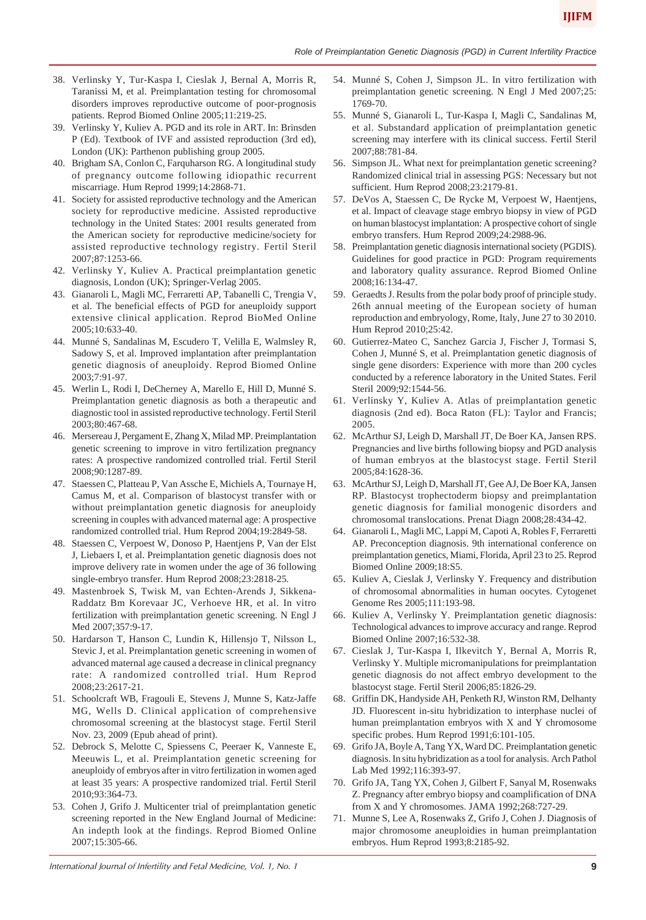38. Verlinsky Y, Tur-Kaspa I, Cieslak J, Bernal A, Morris R, Taranissi M, et al. Preimplantation testing for chromosomal disorders improves reproductive outcome of poor-prognosis patients. Reprod Biomed Online 2005;11:219-25.
39. Verlinsky Y, Kuliev A. PGD and its role in ART. In: Brinsden P (Ed). Textbook of IVF and assisted reproduction (3rd ed), London (UK): Parthenon publishing group 2005.
40. Brigham SA, Conlon C, Farquharson RG. A longitudinal study of pregnancy outcome following idiopathic recurrent miscarriage. Hum Reprod 1999;14:2868-71.
41. Society for assisted reproductive technology and the American society for reproductive medicine. Assisted reproductive technology in the United States: 2001 results generated from the American society for reproductive medicine/society for assisted reproductive technology registry. Fertil Steril 2007;87:1253-66.
42. Verlinsky Y, Kuliev A. Practical preimplantation genetic diagnosis, London (UK); Springer-Verlag 2005.
43. Gianaroli L, Magli MC, Ferraretti AP, Tabanelli C, Trengia V, et al. The beneficial effects of PGD for aneuploidy support extensive clinical application. Reprod BioMed Online 2005;10:633-40.
44. Munné S, Sandalinas M, Escudero T, Velilla E, Walmsley R, Sadowy S, et al. Improved implantation after preimplantation genetic diagnosis of aneuploidy. Reprod Biomed Online 2003;7:91-97.
45. Werlin L, Rodi I, DeCherney A, Marello E, Hill D, Munné S. Preimplantation genetic diagnosis as both a therapeutic and diagnostic tool in assisted reproductive technology. Fertil Steril 2003;80:467-68.
46. Mersereau J, Pergament E, Zhang X, Milad MP. Preimplantation genetic screening to improve in vitro fertilization pregnancy rates: A prospective randomized controlled trial. Fertil Steril 2008;90:1287-89.
47. Staessen C, Platteau P, Van Assche E, Michiels A, Tournaye H, Camus M, et al. Comparison of blastocyst transfer with or without preimplantation genetic diagnosis for aneuploidy screening in couples with advanced maternal age: A prospective randomized controlled trial. Hum Reprod 2004;19:2849-58.
48. Staessen C, Verpoest W, Donoso P, Haentjens P, Van der Elst J, Liebaers I, et al. Preimplantation genetic diagnosis does not improve delivery rate in women under the age of 36 following single-embryo transfer. Hum Reprod 2008;23:2818-25.
49. Mastenbroek S, Twisk M, van Echten-Arends J, Sikkena-Raddatz Bm Korevaar JC, Verhoeve HR, et al. In vitro fertilization with preimplantation genetic screening. N Engl J Med 2007;357:9-17.
50. Hardarson T, Hanson C, Lundin K, Hillensjo T, Nilsson L, Stevic J, et al. Preimplantation genetic screening in women of advanced maternal age caused a decrease in clinical pregnancy rate: A randomized controlled trial. Hum Reprod 2008;23:2617-21.
51. Schoolcraft WB, Fragouli E, Stevens J, Munne S, Katz-Jaffe MG, Wells D. Clinical application of comprehensive chromosomal screening at the blastocyst stage. Fertil Steril Nov. 23, 2009 (Epub ahead of print).
52. Debrock S, Melotte C, Spiessens C, Peeraer K, Vanneste E, Meeuwis L, et al. Preimplantation genetic screening for aneuploidy of embryos after in vitro fertilization in women aged at least 35 years: A prospective randomized trial. Fertil Steril 2010;93:364-73.
53. Cohen J, Grifo J. Multicenter trial of preimplantation genetic screening reported in the New England Journal of Medicine: An indepth look at the findings. Reprod Biomed Online 2007;15:305-66.
54. Munné S, Cohen J, Simpson JL. In vitro fertilization with preimplantation genetic screening. N Engl J Med 2007;25: 1769-70.
55. Munné S, Gianaroli L, Tur-Kaspa I, Magli C, Sandalinas M, et al. Substandard application of preimplantation genetic screening may interfere with its clinical success. Fertil Steril 2007;88:781-84.
56. Simpson JL. What next for preimplantation genetic screening? Randomized clinical trial in assessing PGS: Necessary but not sufficient. Hum Reprod 2008;23:2179-81.
57. DeVos A, Staessen C, De Rycke M, Verpoest W, Haentjens, et al. Impact of cleavage stage embryo biopsy in view of PGD on human blastocyst implantation: A prospective cohort of single embryo transfers. Hum Reprod 2009;24:2988-96.
58. Preimplantation genetic diagnosis international society (PGDIS). Guidelines for good practice in PGD: Program requirements and laboratory quality assurance. Reprod Biomed Online 2008;16:134-47.
59. Geraedts J. Results from the polar body proof of principle study. 26th annual meeting of the European society of human reproduction and embryology, Rome, Italy, June 27 to 30 2010. Hum Reprod 2010;25:42.
60. Gutierrez-Mateo C, Sanchez Garcia J, Fischer J, Tormasi S, Cohen J, Munné S, et al. Preimplantation genetic diagnosis of single gene disorders: Experience with more than 200 cycles conducted by a reference laboratory in the United States. Feril Steril 2009;92:1544-56.
61. Verlinsky Y, Kuliev A. Atlas of preimplantation genetic diagnosis (2nd ed). Boca Raton (FL): Taylor and Francis; 2005.
62. McArthur SJ, Leigh D, Marshall JT, De Boer KA, Jansen RPS. Pregnancies and live births following biopsy and PGD analysis of human embryos at the blastocyst stage. Fertil Steril 2005;84:1628-36.
63. McArthur SJ, Leigh D, Marshall JT, Gee AJ, De Boer KA, Jansen RP. Blastocyst trophectoderm biopsy and preimplantation genetic diagnosis for familial monogenic disorders and chromosomal translocations. Prenat Diagn 2008;28:434-42.
64. Gianaroli L, Magli MC, Lappi M, Capoti A, Robles F, Ferraretti AP. Preconception diagnosis. 9th international conference on preimplantation genetics, Miami, Florida, April 23 to 25. Reprod Biomed Online 2009;18:S5.
65. Kuliev A, Cieslak J, Verlinsky Y. Frequency and distribution of chromosomal abnormalities in human oocytes. Cytogenet Genome Res 2005;111:193-98.
66. Kuliev A, Verlinsky Y. Preimplantation genetic diagnosis: Technological advances to improve accuracy and range. Reprod Biomed Online 2007;16:532-38.
67. Cieslak J, Tur-Kaspa I, Ilkevitch Y, Bernal A, Morris R, Verlinsky Y. Multiple micromanipulations for preimplantation genetic diagnosis do not affect embryo development to the blastocyst stage. Fertil Steril 2006;85:1826-29.
68. Griffin DK, Handyside AH, Penketh RJ, Winston RM, Delhanty JD. Fluorescent in-situ hybridization to interphase nuclei of human preimplantation embryos with X and Y chromosome specific probes. Hum Reprod 1991;6:101-105.
69. Grifo JA, Boyle A, Tang YX, Ward DC. Preimplantation genetic diagnosis. In situ hybridization as a tool for analysis. Arch Pathol Lab Med 1992;116:393-97.
70. Grifo JA, Tang YX, Cohen J, Gilbert F, Sanyal M, Rosenwaks Z. Pregnancy after embryo biopsy and coamplification of DNA from X and Y chromosomes. JAMA 1992;268:727-29.
71. Munne S, Lee A, Rosenwaks Z, Grifo J, Cohen J. Diagnosis of major chromosome aneuploidies in human preimplantation embryos. Hum Reprod 1993;8:2185-92.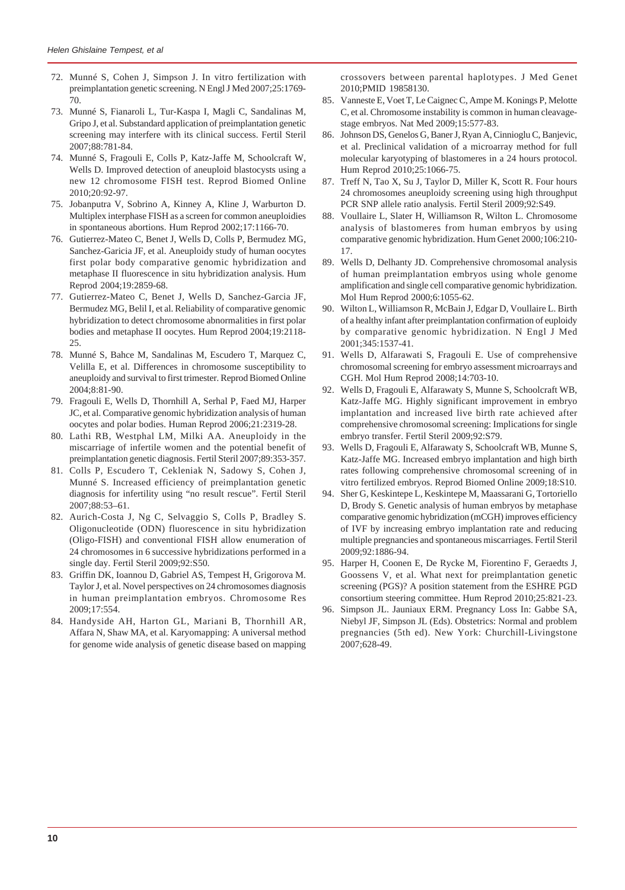72. Munné S, Cohen J, Simpson J. In vitro fertilization with preimplantation genetic screening. N Engl J Med 2007;25:1769-70.
73. Munné S, Fianaroli L, Tur-Kaspa I, Magli C, Sandalinas M, Gripo J, et al. Substandard application of preimplantation genetic screening may interfere with its clinical success. Fertil Steril 2007;88:781-84.
74. Munné S, Fragouli E, Colls P, Katz-Jaffe M, Schoolcraft W, Wells D. Improved detection of aneuploid blastocysts using a new 12 chromosome FISH test. Reprod Biomed Online 2010;20:92-97.
75. Jobanputra V, Sobrino A, Kinney A, Kline J, Warburton D. Multiplex interphase FISH as a screen for common aneuploidies in spontaneous abortions. Hum Reprod 2002;17:1166-70.
76. Gutierrez-Mateo C, Benet J, Wells D, Colls P, Bermudez MG, Sanchez-Garicia JF, et al. Aneuploidy study of human oocytes first polar body comparative genomic hybridization and metaphase II fluorescence in situ hybridization analysis. Hum Reprod 2004;19:2859-68.
77. Gutierrez-Mateo C, Benet J, Wells D, Sanchez-Garcia JF, Bermudez MG, Belil I, et al. Reliability of comparative genomic hybridization to detect chromosome abnormalities in first polar bodies and metaphase II oocytes. Hum Reprod 2004;19:2118-25.
78. Munné S, Bahce M, Sandalinas M, Escudero T, Marquez C, Velilla E, et al. Differences in chromosome susceptibility to aneuploidy and survival to first trimester. Reprod Biomed Online 2004;8:81-90.
79. Fragouli E, Wells D, Thornhill A, Serhal P, Faed MJ, Harper JC, et al. Comparative genomic hybridization analysis of human oocytes and polar bodies. Human Reprod 2006;21:2319-28.
80. Lathi RB, Westphal LM, Milki AA. Aneuploidy in the miscarriage of infertile women and the potential benefit of preimplantation genetic diagnosis. Fertil Steril 2007;89:353-357.
81. Colls P, Escudero T, Cekleniak N, Sadowy S, Cohen J, Munné S. Increased efficiency of preimplantation genetic diagnosis for infertility using "no result rescue". Fertil Steril 2007;88:53–61.
82. Aurich-Costa J, Ng C, Selvaggio S, Colls P, Bradley S. Oligonucleotide (ODN) fluorescence in situ hybridization (Oligo-FISH) and conventional FISH allow enumeration of 24 chromosomes in 6 successive hybridizations performed in a single day. Fertil Steril 2009;92:S50.
83. Griffin DK, Ioannou D, Gabriel AS, Tempest H, Grigorova M. Taylor J, et al. Novel perspectives on 24 chromosomes diagnosis in human preimplantation embryos. Chromosome Res 2009;17:554.
84. Handyside AH, Harton GL, Mariani B, Thornhill AR, Affara N, Shaw MA, et al. Karyomapping: A universal method for genome wide analysis of genetic disease based on mapping crossovers between parental haplotypes. J Med Genet 2010;PMID 19858130.
85. Vanneste E, Voet T, Le Caignec C, Ampe M. Konings P, Melotte C, et al. Chromosome instability is common in human cleavage-stage embryos. Nat Med 2009;15:577-83.
86. Johnson DS, Genelos G, Baner J, Ryan A, Cinnioglu C, Banjevic, et al. Preclinical validation of a microarray method for full molecular karyotyping of blastomeres in a 24 hours protocol. Hum Reprod 2010;25:1066-75.
87. Treff N, Tao X, Su J, Taylor D, Miller K, Scott R. Four hours 24 chromosomes aneuploidy screening using high throughput PCR SNP allele ratio analysis. Fertil Steril 2009;92:S49.
88. Voullaire L, Slater H, Williamson R, Wilton L. Chromosome analysis of blastomeres from human embryos by using comparative genomic hybridization. Hum Genet 2000;106:210-17.
89. Wells D, Delhanty JD. Comprehensive chromosomal analysis of human preimplantation embryos using whole genome amplification and single cell comparative genomic hybridization. Mol Hum Reprod 2000;6:1055-62.
90. Wilton L, Williamson R, McBain J, Edgar D, Voullaire L. Birth of a healthy infant after preimplantation confirmation of euploidy by comparative genomic hybridization. N Engl J Med 2001;345:1537-41.
91. Wells D, Alfarawati S, Fragouli E. Use of comprehensive chromosomal screening for embryo assessment microarrays and CGH. Mol Hum Reprod 2008;14:703-10.
92. Wells D, Fragouli E, Alfarawaty S, Munne S, Schoolcraft WB, Katz-Jaffe MG. Highly significant improvement in embryo implantation and increased live birth rate achieved after comprehensive chromosomal screening: Implications for single embryo transfer. Fertil Steril 2009;92:S79.
93. Wells D, Fragouli E, Alfarawaty S, Schoolcraft WB, Munne S, Katz-Jaffe MG. Increased embryo implantation and high birth rates following comprehensive chromosomal screening of in vitro fertilized embryos. Reprod Biomed Online 2009;18:S10.
94. Sher G, Keskintepe L, Keskintepe M, Maassarani G, Tortoriello D, Brody S. Genetic analysis of human embryos by metaphase comparative genomic hybridization (mCGH) improves efficiency of IVF by increasing embryo implantation rate and reducing multiple pregnancies and spontaneous miscarriages. Fertil Steril 2009;92:1886-94.
95. Harper H, Coonen E, De Rycke M, Fiorentino F, Geraedts J, Goossens V, et al. What next for preimplantation genetic screening (PGS)? A position statement from the ESHRE PGD consortium steering committee. Hum Reprod 2010;25:821-23.
96. Simpson JL. Jauniaux ERM. Pregnancy Loss In: Gabbe SA, Niebyl JF, Simpson JL (Eds). Obstetrics: Normal and problem pregnancies (5th ed). New York: Churchill-Livingstone 2007;628-49.